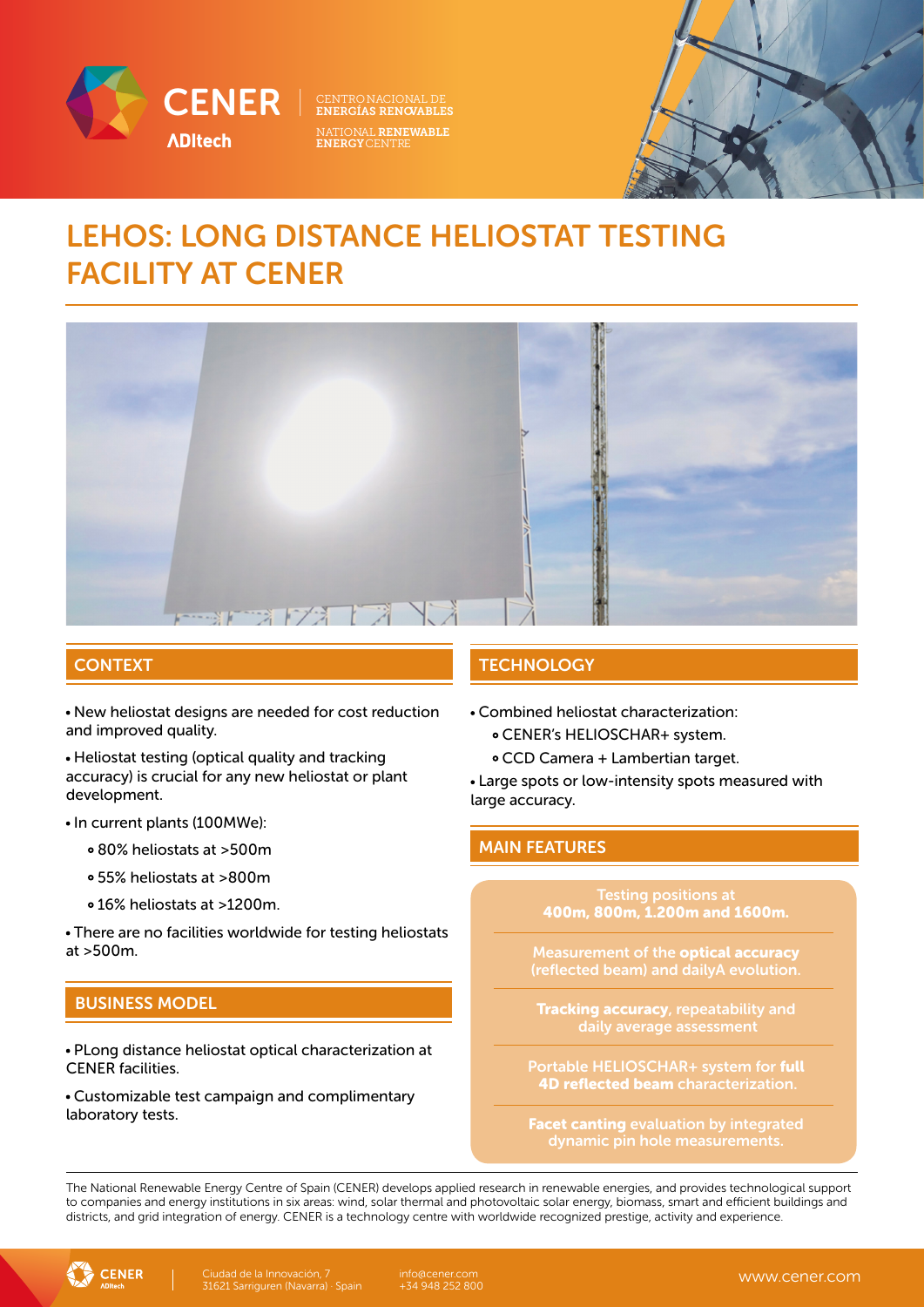CENER

ADItech

CENTRO NACIONAL DE ENERGÍAS RENOVABLES

NATIONAL RENEWABLE ENERGY CENTRE

# LEHOS: LONG DISTANCE HELIOSTAT TESTING FACILITY AT CENER

## CONTEXT

- New heliostat designs are needed for cost reduction and improved quality.
- Heliostat testing (optical quality and tracking accuracy) is crucial for any new heliostat or plant development.
- In current plants (100MWe):
  - 80% heliostats at >500m
  - 55% heliostats at >800m
  - 16% heliostats at >1200m.
- There are no facilities worldwide for testing heliostats at >500m.

## BUSINESS MODEL

- PLong distance heliostat optical characterization at CENER facilities.
- Customizable test campaign and complimentary laboratory tests.

## TECHNOLOGY

- Combined heliostat characterization:
  - CENER's HELIOSCHAR+ system.
  - CCD Camera + Lambertian target.
- Large spots or low-intensity spots measured with large accuracy.

## MAIN FEATURES

Testing positions at **400m, 800m, 1.200m and 1600m.**

Measurement of the **optical accuracy** (reflected beam) and dailyA evolution.

**Tracking accuracy**, repeatability and daily average assessment

Portable HELIOSCHAR+ system for **full 4D reflected beam** characterization.

**Facet canting** evaluation by integrated dynamic pin hole measurements.

The National Renewable Energy Centre of Spain (CENER) develops applied research in renewable energies, and provides technological support to companies and energy institutions in six areas: wind, solar thermal and photovoltaic solar energy, biomass, smart and efficient buildings and districts, and grid integration of energy. CENER is a technology centre with worldwide recognized prestige, activity and experience.

CENER ADItech | Ciudad de la Innovación, 7 31621 Sarriguren (Navarra) · Spain | info@cener.com +34 948 252 800 | www.cener.com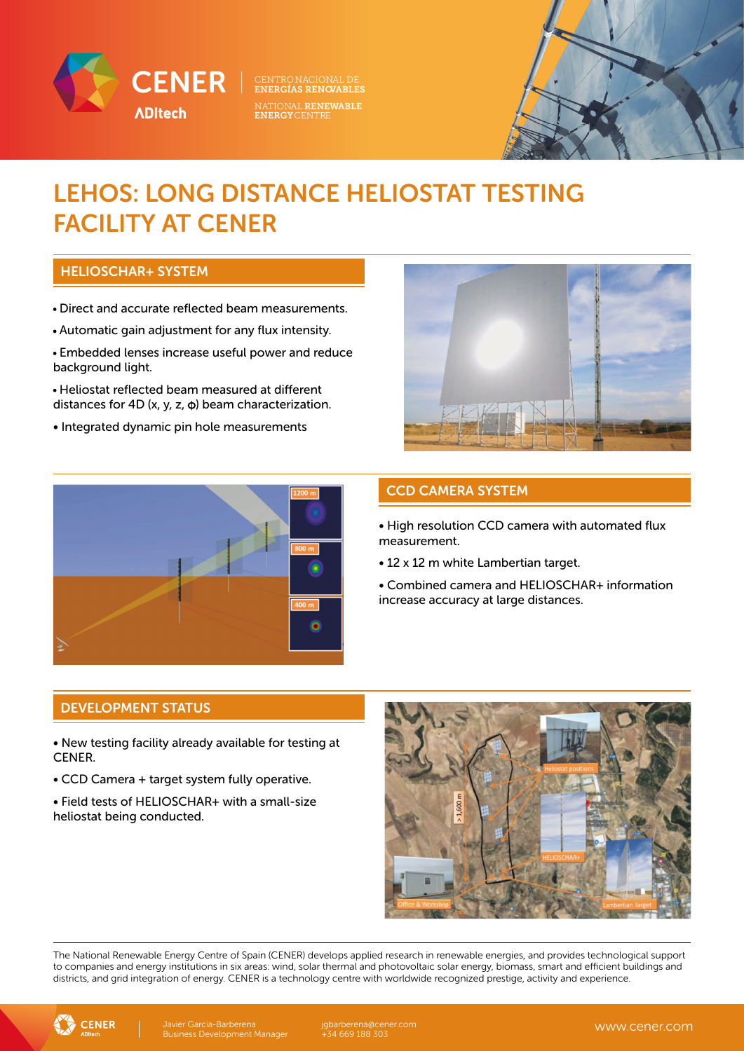CENER ADItech | CENTRO NACIONAL DE ENERGÍAS RENOVABLES | NATIONAL RENEWABLE ENERGY CENTRE

# LEHOS: LONG DISTANCE HELIOSTAT TESTING FACILITY AT CENER

## HELIOSCHAR+ SYSTEM

- Direct and accurate reflected beam measurements.
- Automatic gain adjustment for any flux intensity.
- Embedded lenses increase useful power and reduce background light.
- Heliostat reflected beam measured at different distances for 4D (x, y, z, ϕ) beam characterization.
- Integrated dynamic pin hole measurements

1200 m

800 m

400 m

## CCD CAMERA SYSTEM

- High resolution CCD camera with automated flux measurement.
- 12 x 12 m white Lambertian target.
- Combined camera and HELIOSCHAR+ information increase accuracy at large distances.

## DEVELOPMENT STATUS

- New testing facility already available for testing at CENER.
- CCD Camera + target system fully operative.
- Field tests of HELIOSCHAR+ with a small-size heliostat being conducted.

> 1,600 m

Heliostat positions

HELIOSCHAR+

Office & Workshop

Lambertian Target

The National Renewable Energy Centre of Spain (CENER) develops applied research in renewable energies, and provides technological support to companies and energy institutions in six areas: wind, solar thermal and photovoltaic solar energy, biomass, smart and efficient buildings and districts, and grid integration of energy. CENER is a technology centre with worldwide recognized prestige, activity and experience.

CENER ADItech | Javier García-Barberena, Business Development Manager | jgbarberena@cener.com, +34 669 188 303 | www.cener.com